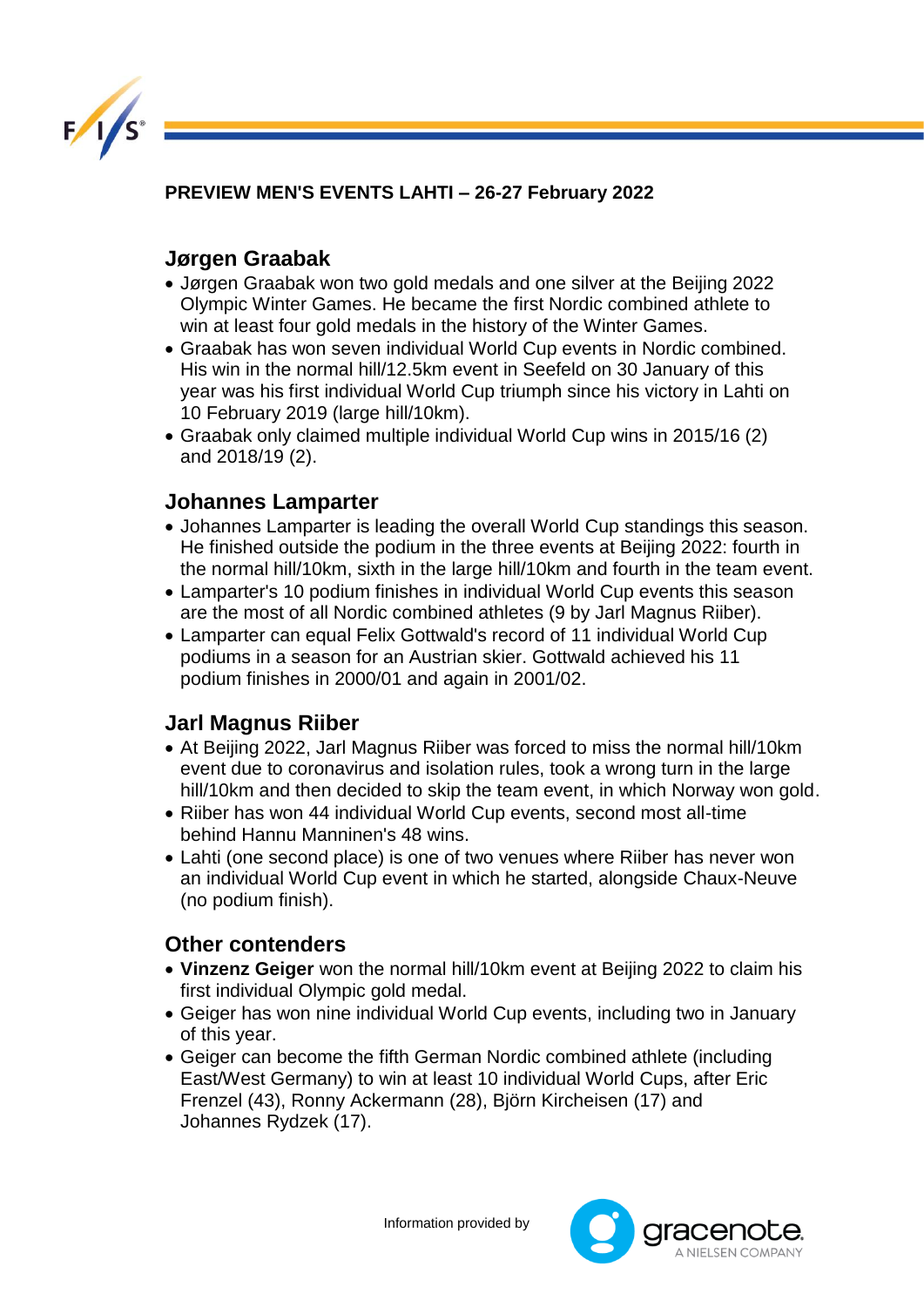**PREVIEW MEN'S EVENTS LAHTI – 26-27 February 2022**

## Jørgen Graabak

- Jørgen Graabak won two gold medals and one silver at the Beijing 2022 Olympic Winter Games. He became the first Nordic combined athlete to win at least four gold medals in the history of the Winter Games.
- Graabak has won seven individual World Cup events in Nordic combined. His win in the normal hill/12.5km event in Seefeld on 30 January of this year was his first individual World Cup triumph since his victory in Lahti on 10 February 2019 (large hill/10km).
- Graabak only claimed multiple individual World Cup wins in 2015/16 (2) and 2018/19 (2).

## Johannes Lamparter

- Johannes Lamparter is leading the overall World Cup standings this season. He finished outside the podium in the three events at Beijing 2022: fourth in the normal hill/10km, sixth in the large hill/10km and fourth in the team event.
- Lamparter's 10 podium finishes in individual World Cup events this season are the most of all Nordic combined athletes (9 by Jarl Magnus Riiber).
- Lamparter can equal Felix Gottwald's record of 11 individual World Cup podiums in a season for an Austrian skier. Gottwald achieved his 11 podium finishes in 2000/01 and again in 2001/02.

## Jarl Magnus Riiber

- At Beijing 2022, Jarl Magnus Riiber was forced to miss the normal hill/10km event due to coronavirus and isolation rules, took a wrong turn in the large hill/10km and then decided to skip the team event, in which Norway won gold.
- Riiber has won 44 individual World Cup events, second most all-time behind Hannu Manninen's 48 wins.
- Lahti (one second place) is one of two venues where Riiber has never won an individual World Cup event in which he started, alongside Chaux-Neuve (no podium finish).

## Other contenders

- **Vinzenz Geiger** won the normal hill/10km event at Beijing 2022 to claim his first individual Olympic gold medal.
- Geiger has won nine individual World Cup events, including two in January of this year.
- Geiger can become the fifth German Nordic combined athlete (including East/West Germany) to win at least 10 individual World Cups, after Eric Frenzel (43), Ronny Ackermann (28), Björn Kircheisen (17) and Johannes Rydzek (17).

Information provided by gracenote. A NIELSEN COMPANY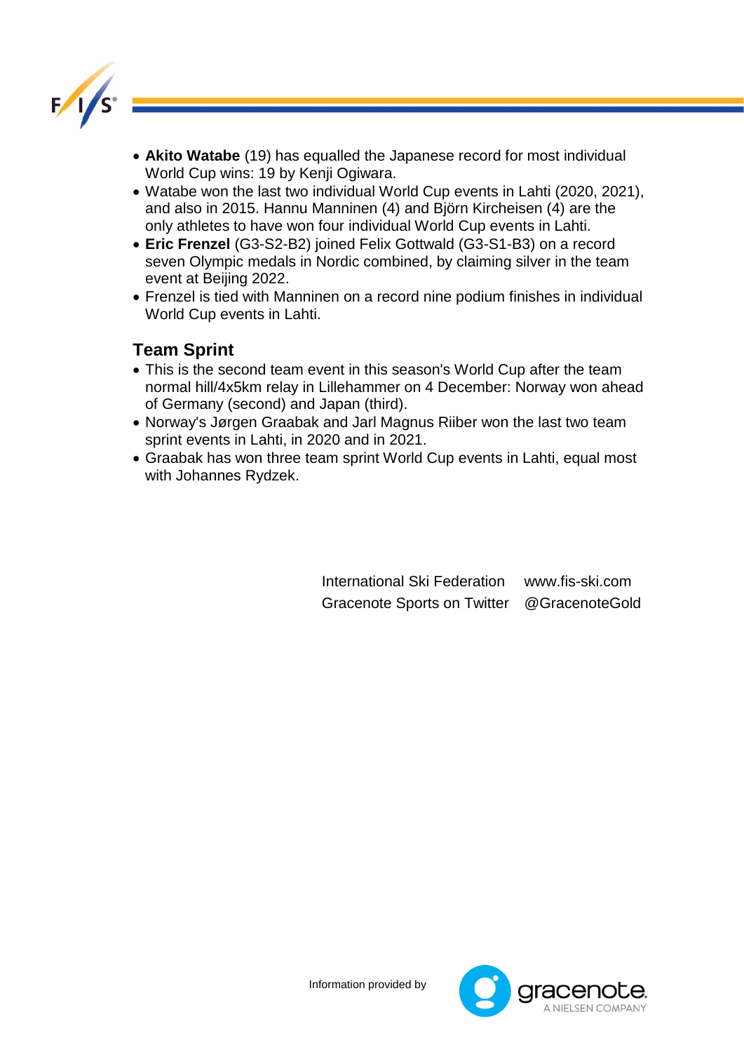- **Akito Watabe** (19) has equalled the Japanese record for most individual World Cup wins: 19 by Kenji Ogiwara.
- Watabe won the last two individual World Cup events in Lahti (2020, 2021), and also in 2015. Hannu Manninen (4) and Björn Kircheisen (4) are the only athletes to have won four individual World Cup events in Lahti.
- **Eric Frenzel** (G3-S2-B2) joined Felix Gottwald (G3-S1-B3) on a record seven Olympic medals in Nordic combined, by claiming silver in the team event at Beijing 2022.
- Frenzel is tied with Manninen on a record nine podium finishes in individual World Cup events in Lahti.

## Team Sprint

- This is the second team event in this season's World Cup after the team normal hill/4x5km relay in Lillehammer on 4 December: Norway won ahead of Germany (second) and Japan (third).
- Norway's Jørgen Graabak and Jarl Magnus Riiber won the last two team sprint events in Lahti, in 2020 and in 2021.
- Graabak has won three team sprint World Cup events in Lahti, equal most with Johannes Rydzek.

International Ski Federation www.fis-ski.com
Gracenote Sports on Twitter @GracenoteGold

Information provided by gracenote. A NIELSEN COMPANY